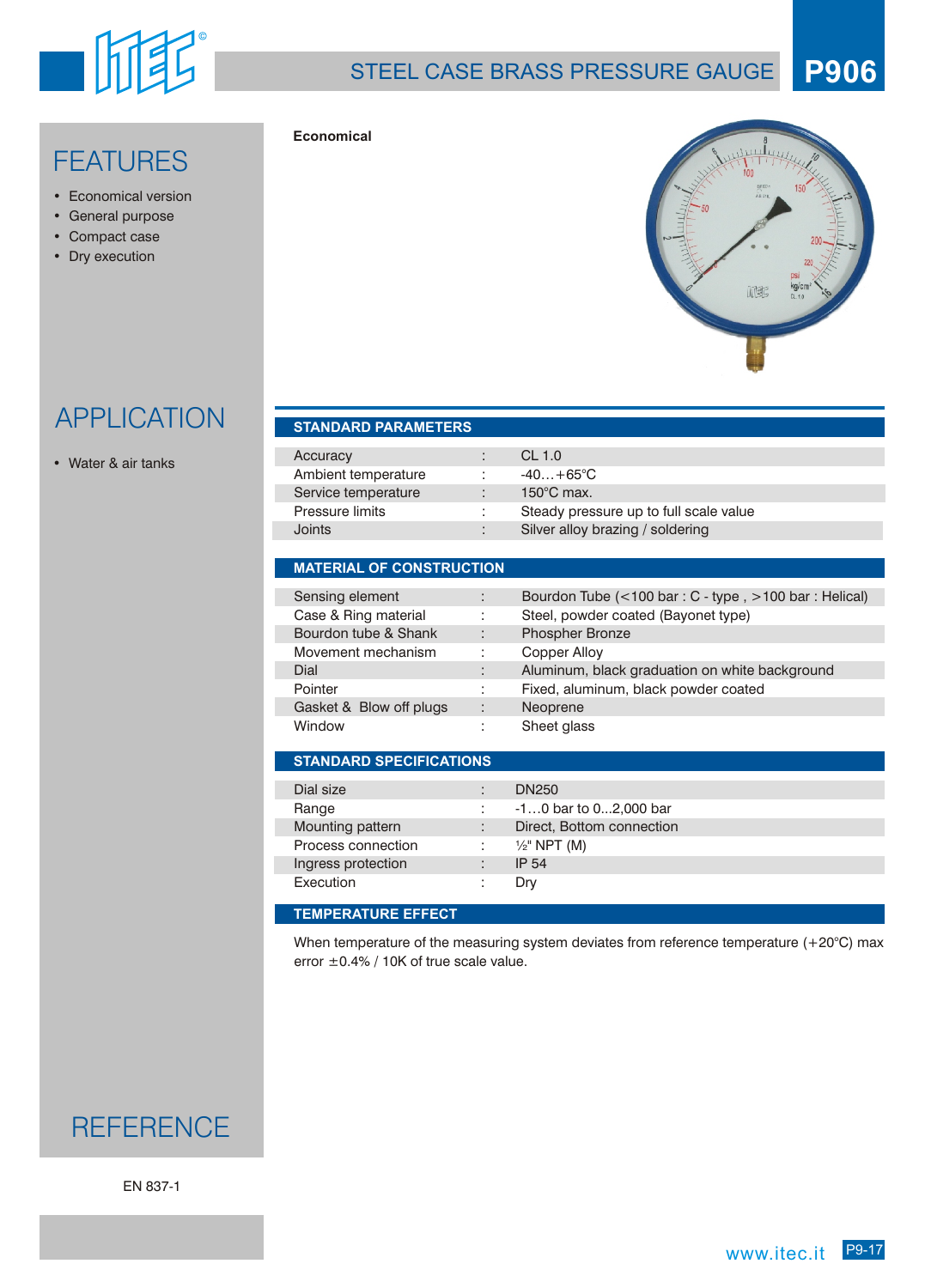# STEEL CASE BRASS PRESSURE GAUGE

# P906

**Economical**

## FEATURES

- Economical version
- General purpose
- Compact case
- Dry execution

## APPLICATION

- Water & air tanks

## STANDARD PARAMETERS

| | | |
|---|---|---|
| Accuracy | : | CL 1.0 |
| Ambient temperature | : | -40…+65°C |
| Service temperature | : | 150°C max. |
| Pressure limits | : | Steady pressure up to full scale value |
| Joints | : | Silver alloy brazing / soldering |

## MATERIAL OF CONSTRUCTION

| | | |
|---|---|---|
| Sensing element | : | Bourdon Tube (<100 bar : C - type , >100 bar : Helical) |
| Case & Ring material | : | Steel, powder coated (Bayonet type) |
| Bourdon tube & Shank | : | Phospher Bronze |
| Movement mechanism | : | Copper Alloy |
| Dial | : | Aluminum, black graduation on white background |
| Pointer | : | Fixed, aluminum, black powder coated |
| Gasket & Blow off plugs | : | Neoprene |
| Window | : | Sheet glass |

## STANDARD SPECIFICATIONS

| | | |
|---|---|---|
| Dial size | : | DN250 |
| Range | : | -1…0 bar to 0...2,000 bar |
| Mounting pattern | : | Direct, Bottom connection |
| Process connection | : | ½" NPT (M) |
| Ingress protection | : | IP 54 |
| Execution | : | Dry |

## TEMPERATURE EFFECT

When temperature of the measuring system deviates from reference temperature (+20°C) max error ±0.4% / 10K of true scale value.

## REFERENCE

EN 837-1

www.itec.it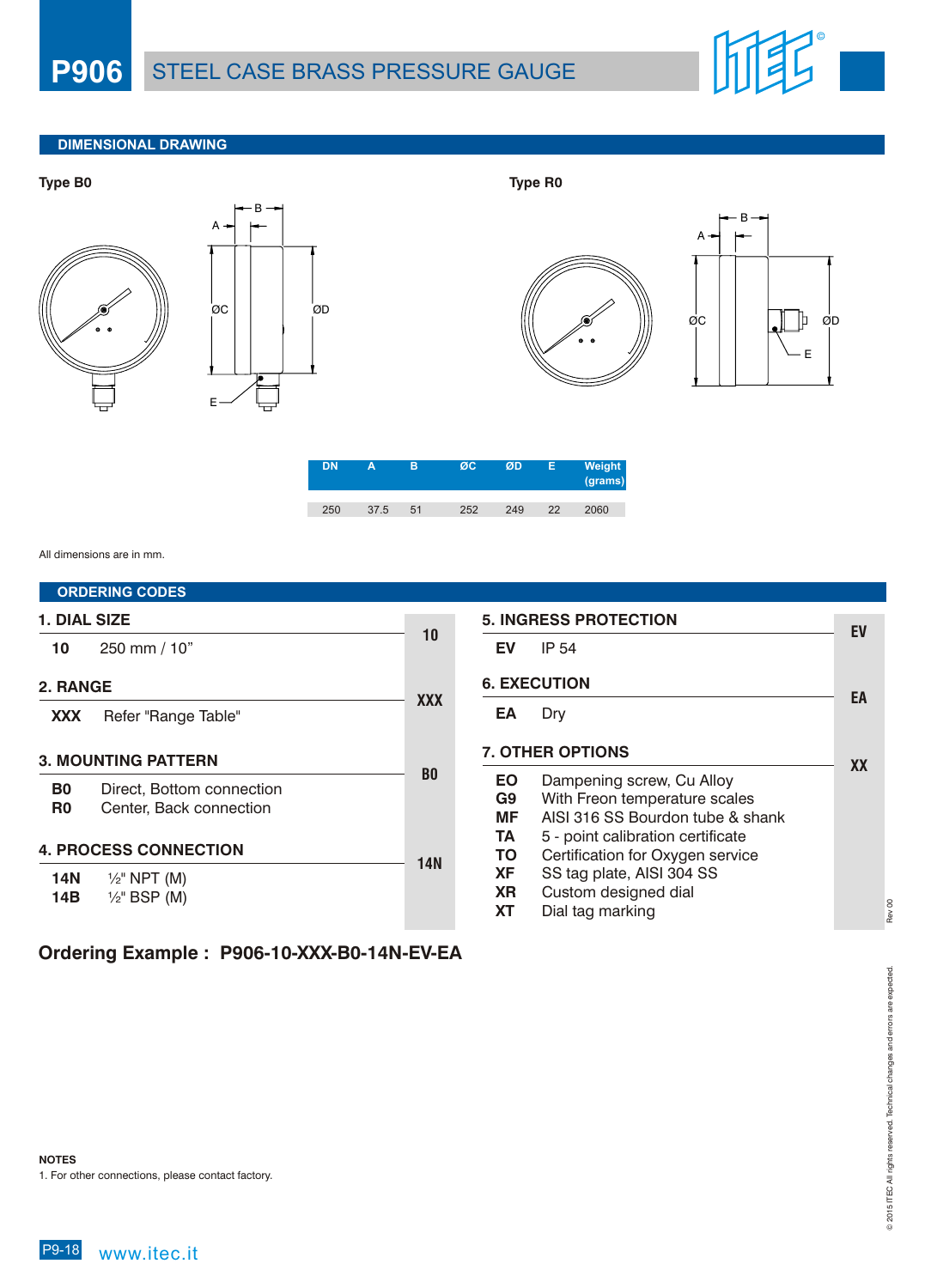# P906 STEEL CASE BRASS PRESSURE GAUGE

## DIMENSIONAL DRAWING

**Type B0**

**Type R0**

| DN | A | B | ØC | ØD | E | Weight (grams) |
|---|---|---|---|---|---|---|
| 250 | 37.5 | 51 | 252 | 249 | 22 | 2060 |

All dimensions are in mm.

## ORDERING CODES

### 1. DIAL SIZE — 10

**10** 250 mm / 10”

### 2. RANGE — XXX

**XXX** Refer "Range Table"

### 3. MOUNTING PATTERN — B0

**B0** Direct, Bottom connection
**R0** Center, Back connection

### 4. PROCESS CONNECTION — 14N

**14N** ½" NPT (M)
**14B** ½" BSP (M)

### 5. INGRESS PROTECTION — EV

**EV** IP 54

### 6. EXECUTION — EA

**EA** Dry

### 7. OTHER OPTIONS — XX

**EO** Dampening screw, Cu Alloy
**G9** With Freon temperature scales
**MF** AISI 316 SS Bourdon tube & shank
**TA** 5 - point calibration certificate
**TO** Certification for Oxygen service
**XF** SS tag plate, AISI 304 SS
**XR** Custom designed dial
**XT** Dial tag marking

## Ordering Example : P906-10-XXX-B0-14N-EV-EA

**NOTES**

1. For other connections, please contact factory.

Rev 00

© 2015 ITEC All rights reserved. Technical changes and errors are expected.

www.itec.it